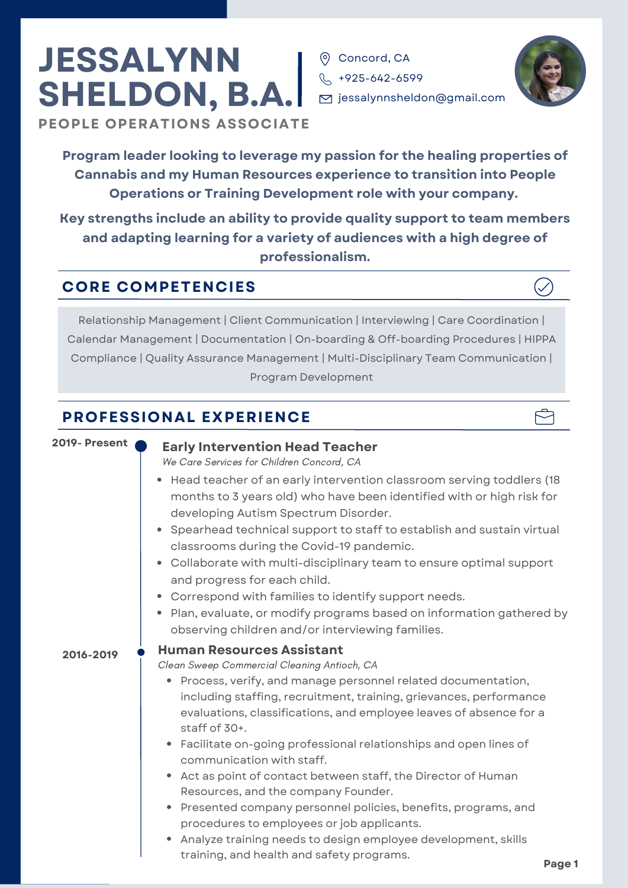# JESSALYNN SHELDON, B.A.

**PEOPLE OPERATIONS ASSOCIATE**

Concord, CA
+925-642-6599
jessalynnsheldon@gmail.com

**Program leader looking to leverage my passion for the healing properties of Cannabis and my Human Resources experience to transition into People Operations or Training Development role with your company.**

**Key strengths include an ability to provide quality support to team members and adapting learning for a variety of audiences with a high degree of professionalism.**

## CORE COMPETENCIES

Relationship Management | Client Communication | Interviewing | Care Coordination | Calendar Management | Documentation | On-boarding & Off-boarding Procedures | HIPPA Compliance | Quality Assurance Management | Multi-Disciplinary Team Communication | Program Development

## PROFESSIONAL EXPERIENCE

**2019- Present**

### Early Intervention Head Teacher

*We Care Services for Children Concord, CA*

- Head teacher of an early intervention classroom serving toddlers (18 months to 3 years old) who have been identified with or high risk for developing Autism Spectrum Disorder.
- Spearhead technical support to staff to establish and sustain virtual classrooms during the Covid-19 pandemic.
- Collaborate with multi-disciplinary team to ensure optimal support and progress for each child.
- Correspond with families to identify support needs.
- Plan, evaluate, or modify programs based on information gathered by observing children and/or interviewing families.

**2016-2019**

### Human Resources Assistant

*Clean Sweep Commercial Cleaning Antioch, CA*

- Process, verify, and manage personnel related documentation, including staffing, recruitment, training, grievances, performance evaluations, classifications, and employee leaves of absence for a staff of 30+.
- Facilitate on-going professional relationships and open lines of communication with staff.
- Act as point of contact between staff, the Director of Human Resources, and the company Founder.
- Presented company personnel policies, benefits, programs, and procedures to employees or job applicants.
- Analyze training needs to design employee development, skills training, and health and safety programs.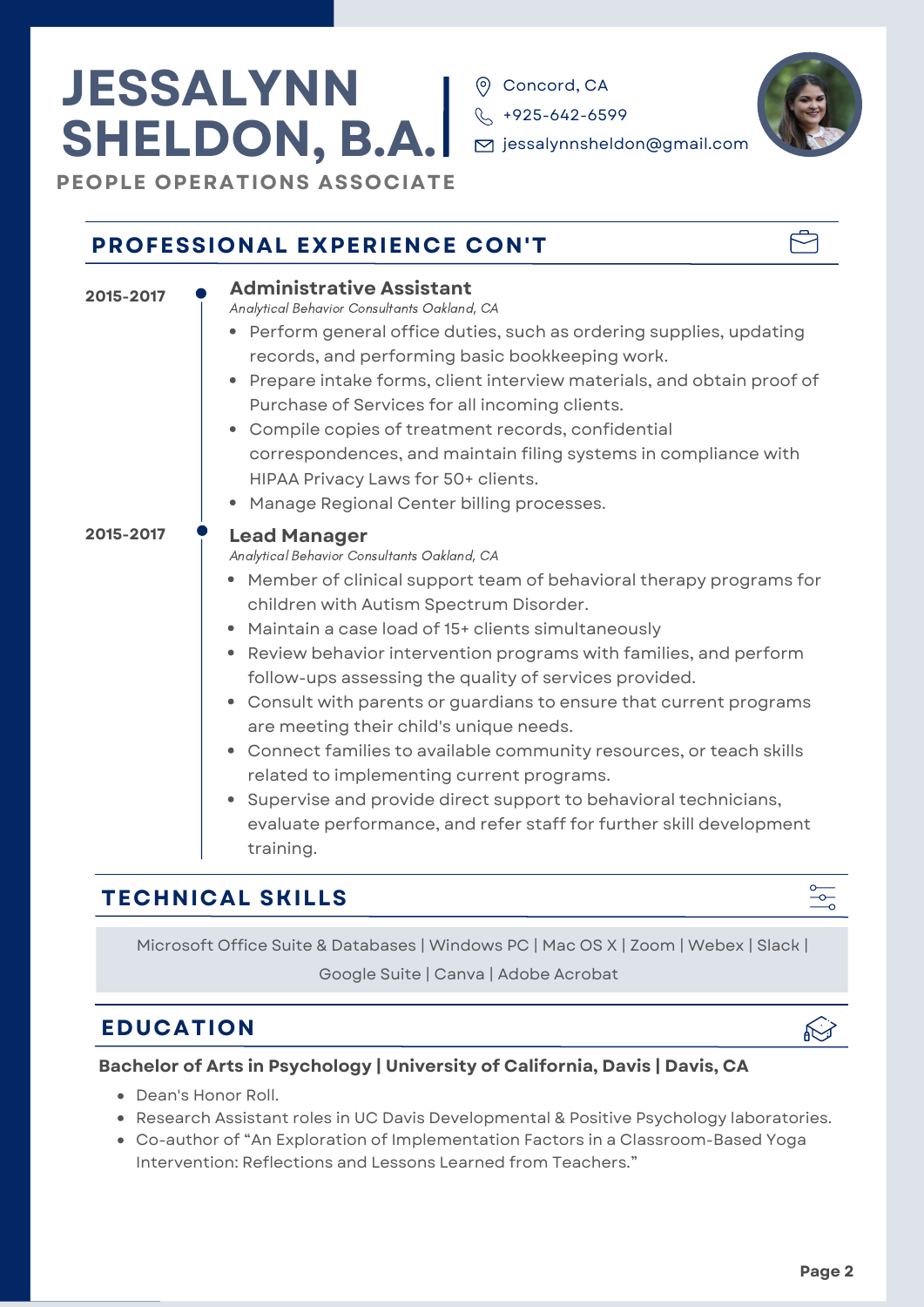# JESSALYNN SHELDON, B.A.

**PEOPLE OPERATIONS ASSOCIATE**

Concord, CA
+925-642-6599
jessalynnsheldon@gmail.com

## PROFESSIONAL EXPERIENCE CON'T

**2015-2017**

### Administrative Assistant

*Analytical Behavior Consultants Oakland, CA*

- Perform general office duties, such as ordering supplies, updating records, and performing basic bookkeeping work.
- Prepare intake forms, client interview materials, and obtain proof of Purchase of Services for all incoming clients.
- Compile copies of treatment records, confidential correspondences, and maintain filing systems in compliance with HIPAA Privacy Laws for 50+ clients.
- Manage Regional Center billing processes.

**2015-2017**

### Lead Manager

*Analytical Behavior Consultants Oakland, CA*

- Member of clinical support team of behavioral therapy programs for children with Autism Spectrum Disorder.
- Maintain a case load of 15+ clients simultaneously
- Review behavior intervention programs with families, and perform follow-ups assessing the quality of services provided.
- Consult with parents or guardians to ensure that current programs are meeting their child's unique needs.
- Connect families to available community resources, or teach skills related to implementing current programs.
- Supervise and provide direct support to behavioral technicians, evaluate performance, and refer staff for further skill development training.

## TECHNICAL SKILLS

Microsoft Office Suite & Databases | Windows PC | Mac OS X | Zoom | Webex | Slack | Google Suite | Canva | Adobe Acrobat

## EDUCATION

**Bachelor of Arts in Psychology | University of California, Davis | Davis, CA**

- Dean's Honor Roll.
- Research Assistant roles in UC Davis Developmental & Positive Psychology laboratories.
- Co-author of "An Exploration of Implementation Factors in a Classroom-Based Yoga Intervention: Reflections and Lessons Learned from Teachers."